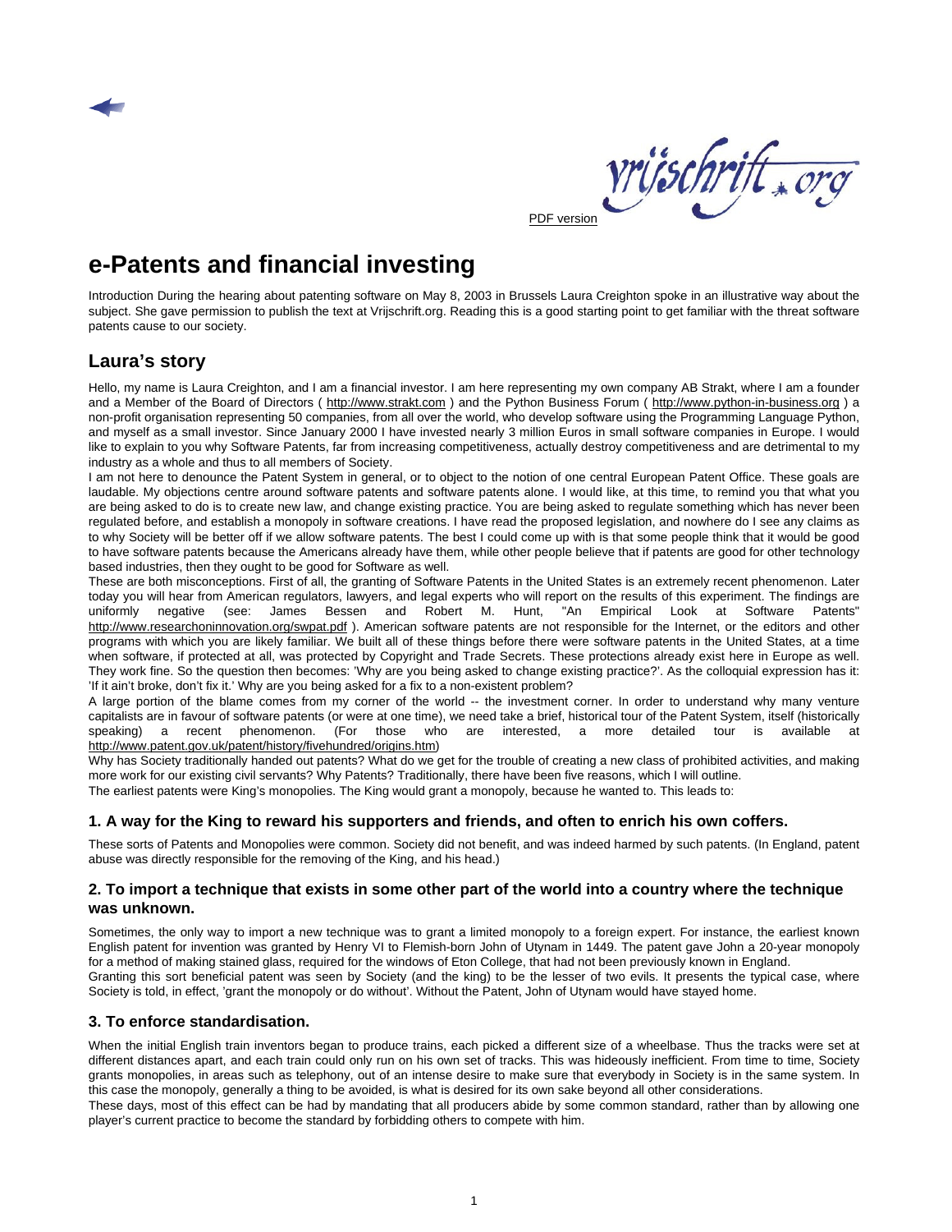PDF version

# e-Patents and financial investing

Introduction During the hearing about patenting software on May 8, 2003 in Brussels Laura Creighton spoke in an illustrative way about the subject. She gave permission to publish the text at Vrijschrift.org. Reading this is a good starting point to get familiar with the threat software patents cause to our society.

## Laura's story

Hello, my name is Laura Creighton, and I am a financial investor. I am here representing my own company AB Strakt, where I am a founder and a Member of the Board of Directors ( http://www.strakt.com ) and the Python Business Forum ( http://www.python-in-business.org ) a non-profit organisation representing 50 companies, from all over the world, who develop software using the Programming Language Python, and myself as a small investor. Since January 2000 I have invested nearly 3 million Euros in small software companies in Europe. I would like to explain to you why Software Patents, far from increasing competitiveness, actually destroy competitiveness and are detrimental to my industry as a whole and thus to all members of Society.

I am not here to denounce the Patent System in general, or to object to the notion of one central European Patent Office. These goals are laudable. My objections centre around software patents and software patents alone. I would like, at this time, to remind you that what you are being asked to do is to create new law, and change existing practice. You are being asked to regulate something which has never been regulated before, and establish a monopoly in software creations. I have read the proposed legislation, and nowhere do I see any claims as to why Society will be better off if we allow software patents. The best I could come up with is that some people think that it would be good to have software patents because the Americans already have them, while other people believe that if patents are good for other technology based industries, then they ought to be good for Software as well.

These are both misconceptions. First of all, the granting of Software Patents in the United States is an extremely recent phenomenon. Later today you will hear from American regulators, lawyers, and legal experts who will report on the results of this experiment. The findings are uniformly negative (see: James Bessen and Robert M. Hunt, "An Empirical Look at Software Patents" http://www.researchoninnovation.org/swpat.pdf ). American software patents are not responsible for the Internet, or the editors and other programs with which you are likely familiar. We built all of these things before there were software patents in the United States, at a time when software, if protected at all, was protected by Copyright and Trade Secrets. These protections already exist here in Europe as well. They work fine. So the question then becomes: 'Why are you being asked to change existing practice?'. As the colloquial expression has it: 'If it ain't broke, don't fix it.' Why are you being asked for a fix to a non-existent problem?

A large portion of the blame comes from my corner of the world -- the investment corner. In order to understand why many venture capitalists are in favour of software patents (or were at one time), we need take a brief, historical tour of the Patent System, itself (historically speaking) a recent phenomenon. (For those who are interested, a more detailed tour is available at http://www.patent.gov.uk/patent/history/fivehundred/origins.htm)

Why has Society traditionally handed out patents? What do we get for the trouble of creating a new class of prohibited activities, and making more work for our existing civil servants? Why Patents? Traditionally, there have been five reasons, which I will outline.

The earliest patents were King's monopolies. The King would grant a monopoly, because he wanted to. This leads to:

### 1. A way for the King to reward his supporters and friends, and often to enrich his own coffers.

These sorts of Patents and Monopolies were common. Society did not benefit, and was indeed harmed by such patents. (In England, patent abuse was directly responsible for the removing of the King, and his head.)

### 2. To import a technique that exists in some other part of the world into a country where the technique was unknown.

Sometimes, the only way to import a new technique was to grant a limited monopoly to a foreign expert. For instance, the earliest known English patent for invention was granted by Henry VI to Flemish-born John of Utynam in 1449. The patent gave John a 20-year monopoly for a method of making stained glass, required for the windows of Eton College, that had not been previously known in England.

Granting this sort beneficial patent was seen by Society (and the king) to be the lesser of two evils. It presents the typical case, where Society is told, in effect, 'grant the monopoly or do without'. Without the Patent, John of Utynam would have stayed home.

### 3. To enforce standardisation.

When the initial English train inventors began to produce trains, each picked a different size of a wheelbase. Thus the tracks were set at different distances apart, and each train could only run on his own set of tracks. This was hideously inefficient. From time to time, Society grants monopolies, in areas such as telephony, out of an intense desire to make sure that everybody in Society is in the same system. In this case the monopoly, generally a thing to be avoided, is what is desired for its own sake beyond all other considerations.

These days, most of this effect can be had by mandating that all producers abide by some common standard, rather than by allowing one player's current practice to become the standard by forbidding others to compete with him.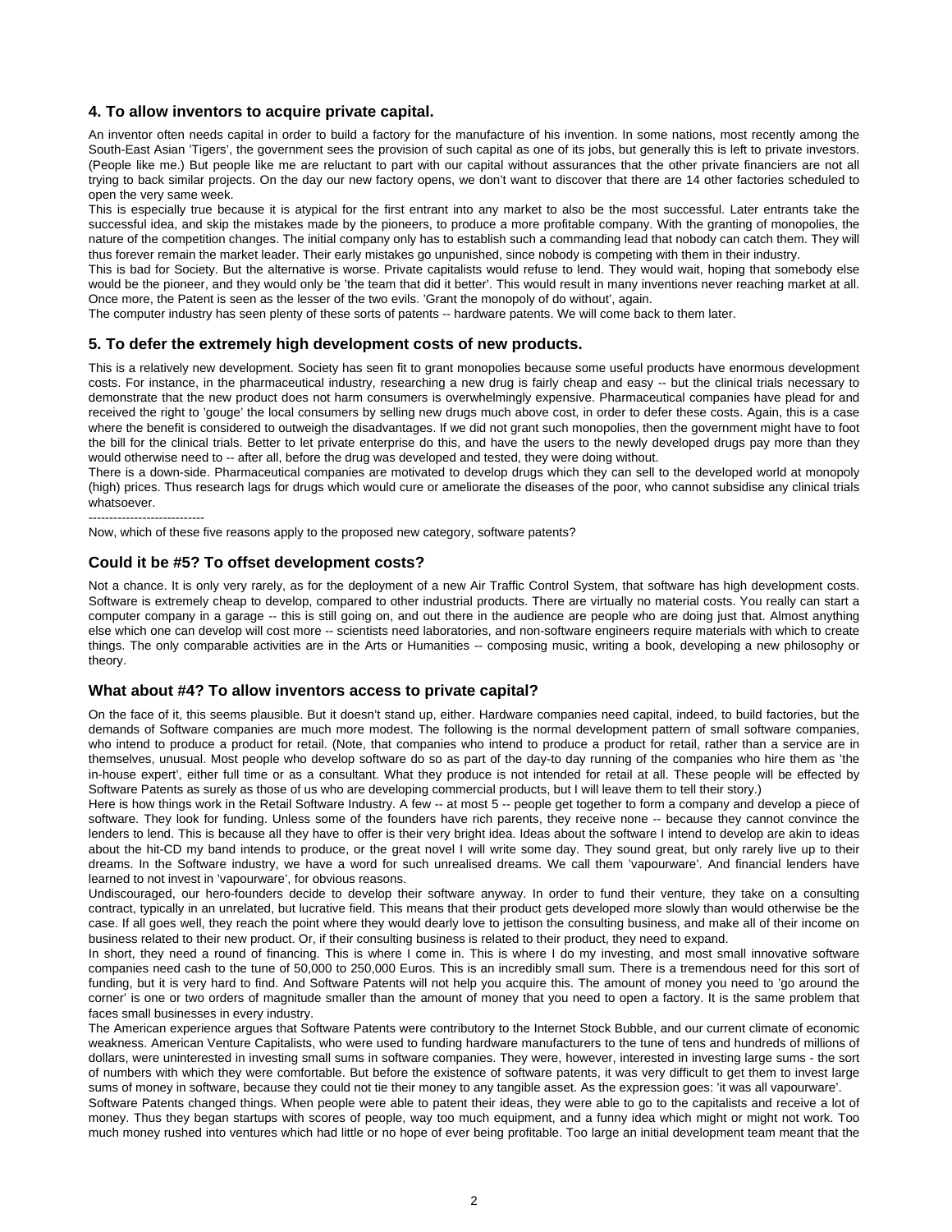### 4. To allow inventors to acquire private capital.

An inventor often needs capital in order to build a factory for the manufacture of his invention. In some nations, most recently among the South-East Asian 'Tigers', the government sees the provision of such capital as one of its jobs, but generally this is left to private investors. (People like me.) But people like me are reluctant to part with our capital without assurances that the other private financiers are not all trying to back similar projects. On the day our new factory opens, we don't want to discover that there are 14 other factories scheduled to open the very same week.

This is especially true because it is atypical for the first entrant into any market to also be the most successful. Later entrants take the successful idea, and skip the mistakes made by the pioneers, to produce a more profitable company. With the granting of monopolies, the nature of the competition changes. The initial company only has to establish such a commanding lead that nobody can catch them. They will thus forever remain the market leader. Their early mistakes go unpunished, since nobody is competing with them in their industry.

This is bad for Society. But the alternative is worse. Private capitalists would refuse to lend. They would wait, hoping that somebody else would be the pioneer, and they would only be 'the team that did it better'. This would result in many inventions never reaching market at all. Once more, the Patent is seen as the lesser of the two evils. 'Grant the monopoly of do without', again.

The computer industry has seen plenty of these sorts of patents -- hardware patents. We will come back to them later.

### 5. To defer the extremely high development costs of new products.

This is a relatively new development. Society has seen fit to grant monopolies because some useful products have enormous development costs. For instance, in the pharmaceutical industry, researching a new drug is fairly cheap and easy -- but the clinical trials necessary to demonstrate that the new product does not harm consumers is overwhelmingly expensive. Pharmaceutical companies have plead for and received the right to 'gouge' the local consumers by selling new drugs much above cost, in order to defer these costs. Again, this is a case where the benefit is considered to outweigh the disadvantages. If we did not grant such monopolies, then the government might have to foot the bill for the clinical trials. Better to let private enterprise do this, and have the users to the newly developed drugs pay more than they would otherwise need to -- after all, before the drug was developed and tested, they were doing without.

There is a down-side. Pharmaceutical companies are motivated to develop drugs which they can sell to the developed world at monopoly (high) prices. Thus research lags for drugs which would cure or ameliorate the diseases of the poor, who cannot subsidise any clinical trials whatsoever.

----------------------------

Now, which of these five reasons apply to the proposed new category, software patents?

### Could it be #5? To offset development costs?

Not a chance. It is only very rarely, as for the deployment of a new Air Traffic Control System, that software has high development costs. Software is extremely cheap to develop, compared to other industrial products. There are virtually no material costs. You really can start a computer company in a garage -- this is still going on, and out there in the audience are people who are doing just that. Almost anything else which one can develop will cost more -- scientists need laboratories, and non-software engineers require materials with which to create things. The only comparable activities are in the Arts or Humanities -- composing music, writing a book, developing a new philosophy or theory.

### What about #4? To allow inventors access to private capital?

On the face of it, this seems plausible. But it doesn't stand up, either. Hardware companies need capital, indeed, to build factories, but the demands of Software companies are much more modest. The following is the normal development pattern of small software companies, who intend to produce a product for retail. (Note, that companies who intend to produce a product for retail, rather than a service are in themselves, unusual. Most people who develop software do so as part of the day-to day running of the companies who hire them as 'the in-house expert', either full time or as a consultant. What they produce is not intended for retail at all. These people will be effected by Software Patents as surely as those of us who are developing commercial products, but I will leave them to tell their story.)

Here is how things work in the Retail Software Industry. A few -- at most 5 -- people get together to form a company and develop a piece of software. They look for funding. Unless some of the founders have rich parents, they receive none -- because they cannot convince the lenders to lend. This is because all they have to offer is their very bright idea. Ideas about the software I intend to develop are akin to ideas about the hit-CD my band intends to produce, or the great novel I will write some day. They sound great, but only rarely live up to their dreams. In the Software industry, we have a word for such unrealised dreams. We call them 'vapourware'. And financial lenders have learned to not invest in 'vapourware', for obvious reasons.

Undiscouraged, our hero-founders decide to develop their software anyway. In order to fund their venture, they take on a consulting contract, typically in an unrelated, but lucrative field. This means that their product gets developed more slowly than would otherwise be the case. If all goes well, they reach the point where they would dearly love to jettison the consulting business, and make all of their income on business related to their new product. Or, if their consulting business is related to their product, they need to expand.

In short, they need a round of financing. This is where I come in. This is where I do my investing, and most small innovative software companies need cash to the tune of 50,000 to 250,000 Euros. This is an incredibly small sum. There is a tremendous need for this sort of funding, but it is very hard to find. And Software Patents will not help you acquire this. The amount of money you need to 'go around the corner' is one or two orders of magnitude smaller than the amount of money that you need to open a factory. It is the same problem that faces small businesses in every industry.

The American experience argues that Software Patents were contributory to the Internet Stock Bubble, and our current climate of economic weakness. American Venture Capitalists, who were used to funding hardware manufacturers to the tune of tens and hundreds of millions of dollars, were uninterested in investing small sums in software companies. They were, however, interested in investing large sums - the sort of numbers with which they were comfortable. But before the existence of software patents, it was very difficult to get them to invest large sums of money in software, because they could not tie their money to any tangible asset. As the expression goes: 'it was all vapourware'.

Software Patents changed things. When people were able to patent their ideas, they were able to go to the capitalists and receive a lot of money. Thus they began startups with scores of people, way too much equipment, and a funny idea which might or might not work. Too much money rushed into ventures which had little or no hope of ever being profitable. Too large an initial development team meant that the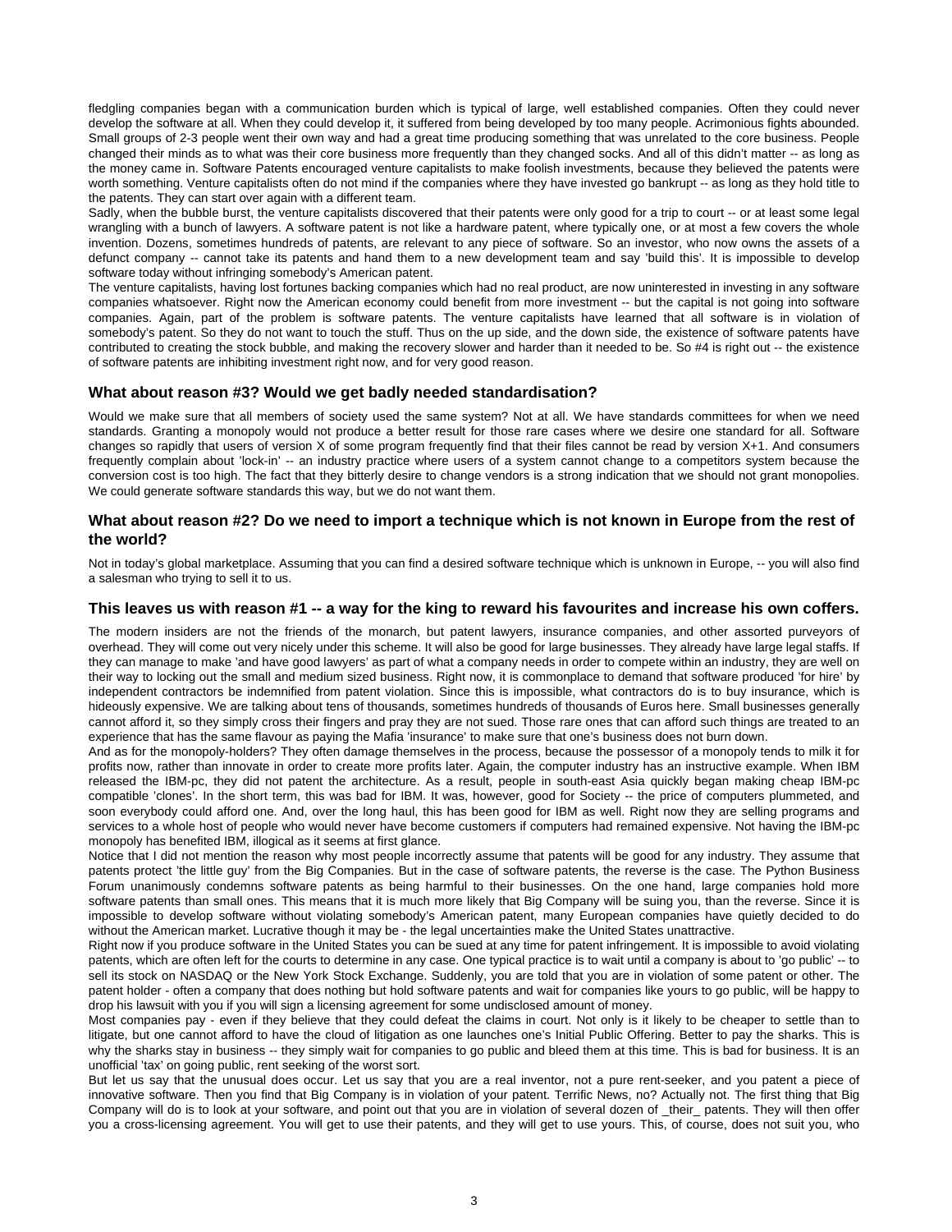fledgling companies began with a communication burden which is typical of large, well established companies. Often they could never develop the software at all. When they could develop it, it suffered from being developed by too many people. Acrimonious fights abounded. Small groups of 2-3 people went their own way and had a great time producing something that was unrelated to the core business. People changed their minds as to what was their core business more frequently than they changed socks. And all of this didn't matter -- as long as the money came in. Software Patents encouraged venture capitalists to make foolish investments, because they believed the patents were worth something. Venture capitalists often do not mind if the companies where they have invested go bankrupt -- as long as they hold title to the patents. They can start over again with a different team.

Sadly, when the bubble burst, the venture capitalists discovered that their patents were only good for a trip to court -- or at least some legal wrangling with a bunch of lawyers. A software patent is not like a hardware patent, where typically one, or at most a few covers the whole invention. Dozens, sometimes hundreds of patents, are relevant to any piece of software. So an investor, who now owns the assets of a defunct company -- cannot take its patents and hand them to a new development team and say 'build this'. It is impossible to develop software today without infringing somebody's American patent.

The venture capitalists, having lost fortunes backing companies which had no real product, are now uninterested in investing in any software companies whatsoever. Right now the American economy could benefit from more investment -- but the capital is not going into software companies. Again, part of the problem is software patents. The venture capitalists have learned that all software is in violation of somebody's patent. So they do not want to touch the stuff. Thus on the up side, and the down side, the existence of software patents have contributed to creating the stock bubble, and making the recovery slower and harder than it needed to be. So #4 is right out -- the existence of software patents are inhibiting investment right now, and for very good reason.

### What about reason #3? Would we get badly needed standardisation?

Would we make sure that all members of society used the same system? Not at all. We have standards committees for when we need standards. Granting a monopoly would not produce a better result for those rare cases where we desire one standard for all. Software changes so rapidly that users of version X of some program frequently find that their files cannot be read by version X+1. And consumers frequently complain about 'lock-in' -- an industry practice where users of a system cannot change to a competitors system because the conversion cost is too high. The fact that they bitterly desire to change vendors is a strong indication that we should not grant monopolies. We could generate software standards this way, but we do not want them.

### What about reason #2? Do we need to import a technique which is not known in Europe from the rest of the world?

Not in today's global marketplace. Assuming that you can find a desired software technique which is unknown in Europe, -- you will also find a salesman who trying to sell it to us.

### This leaves us with reason #1 -- a way for the king to reward his favourites and increase his own coffers.

The modern insiders are not the friends of the monarch, but patent lawyers, insurance companies, and other assorted purveyors of overhead. They will come out very nicely under this scheme. It will also be good for large businesses. They already have large legal staffs. If they can manage to make 'and have good lawyers' as part of what a company needs in order to compete within an industry, they are well on their way to locking out the small and medium sized business. Right now, it is commonplace to demand that software produced 'for hire' by independent contractors be indemnified from patent violation. Since this is impossible, what contractors do is to buy insurance, which is hideously expensive. We are talking about tens of thousands, sometimes hundreds of thousands of Euros here. Small businesses generally cannot afford it, so they simply cross their fingers and pray they are not sued. Those rare ones that can afford such things are treated to an experience that has the same flavour as paying the Mafia 'insurance' to make sure that one's business does not burn down.

And as for the monopoly-holders? They often damage themselves in the process, because the possessor of a monopoly tends to milk it for profits now, rather than innovate in order to create more profits later. Again, the computer industry has an instructive example. When IBM released the IBM-pc, they did not patent the architecture. As a result, people in south-east Asia quickly began making cheap IBM-pc compatible 'clones'. In the short term, this was bad for IBM. It was, however, good for Society -- the price of computers plummeted, and soon everybody could afford one. And, over the long haul, this has been good for IBM as well. Right now they are selling programs and services to a whole host of people who would never have become customers if computers had remained expensive. Not having the IBM-pc monopoly has benefited IBM, illogical as it seems at first glance.

Notice that I did not mention the reason why most people incorrectly assume that patents will be good for any industry. They assume that patents protect 'the little guy' from the Big Companies. But in the case of software patents, the reverse is the case. The Python Business Forum unanimously condemns software patents as being harmful to their businesses. On the one hand, large companies hold more software patents than small ones. This means that it is much more likely that Big Company will be suing you, than the reverse. Since it is impossible to develop software without violating somebody's American patent, many European companies have quietly decided to do without the American market. Lucrative though it may be - the legal uncertainties make the United States unattractive.

Right now if you produce software in the United States you can be sued at any time for patent infringement. It is impossible to avoid violating patents, which are often left for the courts to determine in any case. One typical practice is to wait until a company is about to 'go public' -- to sell its stock on NASDAQ or the New York Stock Exchange. Suddenly, you are told that you are in violation of some patent or other. The patent holder - often a company that does nothing but hold software patents and wait for companies like yours to go public, will be happy to drop his lawsuit with you if you will sign a licensing agreement for some undisclosed amount of money.

Most companies pay - even if they believe that they could defeat the claims in court. Not only is it likely to be cheaper to settle than to litigate, but one cannot afford to have the cloud of litigation as one launches one's Initial Public Offering. Better to pay the sharks. This is why the sharks stay in business -- they simply wait for companies to go public and bleed them at this time. This is bad for business. It is an unofficial 'tax' on going public, rent seeking of the worst sort.

But let us say that the unusual does occur. Let us say that you are a real inventor, not a pure rent-seeker, and you patent a piece of innovative software. Then you find that Big Company is in violation of your patent. Terrific News, no? Actually not. The first thing that Big Company will do is to look at your software, and point out that you are in violation of several dozen of _their_ patents. They will then offer you a cross-licensing agreement. You will get to use their patents, and they will get to use yours. This, of course, does not suit you, who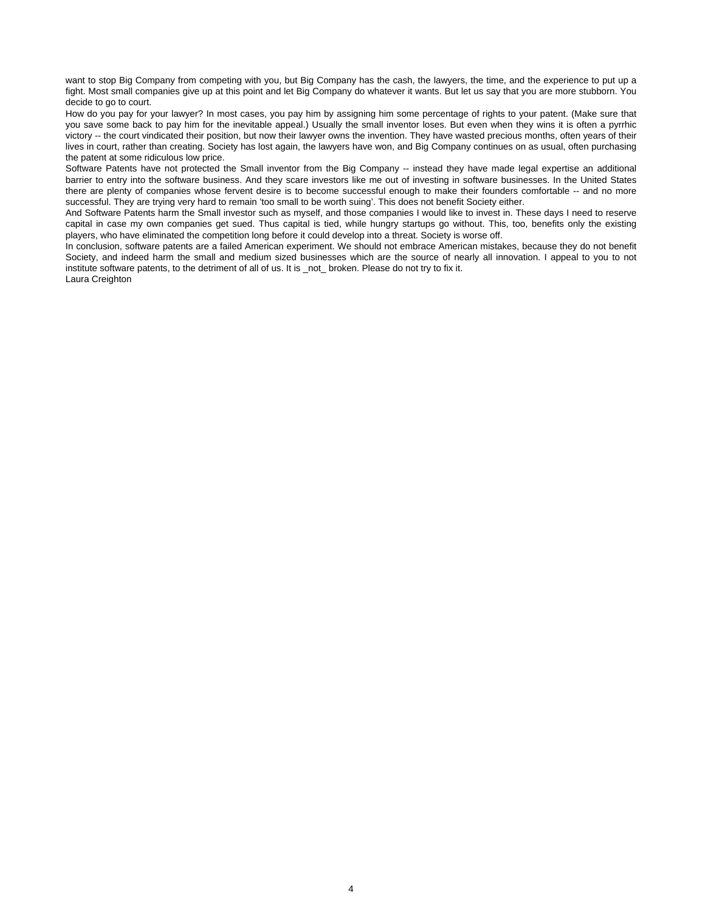want to stop Big Company from competing with you, but Big Company has the cash, the lawyers, the time, and the experience to put up a fight. Most small companies give up at this point and let Big Company do whatever it wants. But let us say that you are more stubborn. You decide to go to court.

How do you pay for your lawyer? In most cases, you pay him by assigning him some percentage of rights to your patent. (Make sure that you save some back to pay him for the inevitable appeal.) Usually the small inventor loses. But even when they wins it is often a pyrrhic victory -- the court vindicated their position, but now their lawyer owns the invention. They have wasted precious months, often years of their lives in court, rather than creating. Society has lost again, the lawyers have won, and Big Company continues on as usual, often purchasing the patent at some ridiculous low price.

Software Patents have not protected the Small inventor from the Big Company -- instead they have made legal expertise an additional barrier to entry into the software business. And they scare investors like me out of investing in software businesses. In the United States there are plenty of companies whose fervent desire is to become successful enough to make their founders comfortable -- and no more successful. They are trying very hard to remain 'too small to be worth suing'. This does not benefit Society either.

And Software Patents harm the Small investor such as myself, and those companies I would like to invest in. These days I need to reserve capital in case my own companies get sued. Thus capital is tied, while hungry startups go without. This, too, benefits only the existing players, who have eliminated the competition long before it could develop into a threat. Society is worse off.

In conclusion, software patents are a failed American experiment. We should not embrace American mistakes, because they do not benefit Society, and indeed harm the small and medium sized businesses which are the source of nearly all innovation. I appeal to you to not institute software patents, to the detriment of all of us. It is _not_ broken. Please do not try to fix it.

Laura Creighton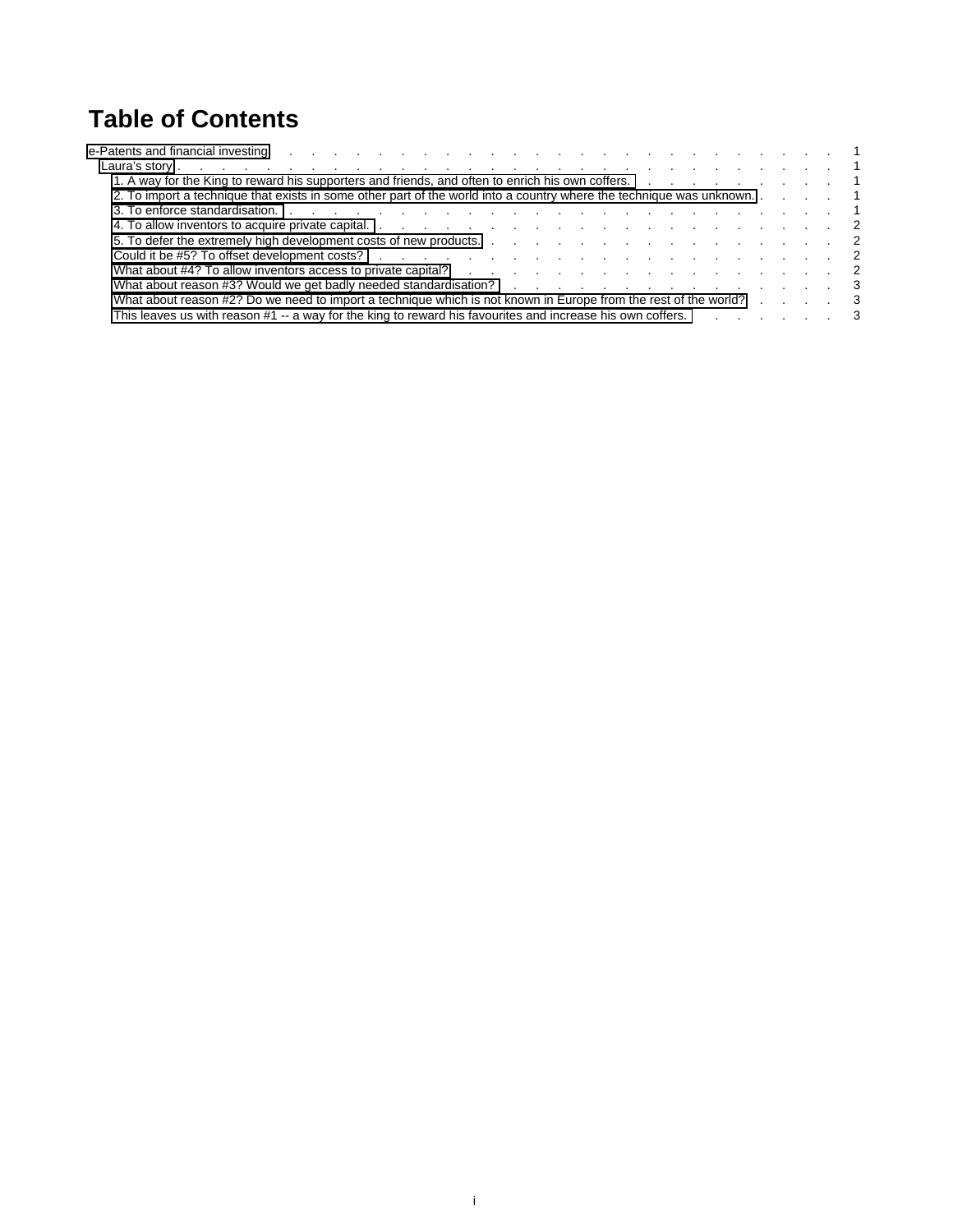# Table of Contents

- e-Patents and financial investing . . . 1
  - Laura's story . . . 1
    - 1. A way for the King to reward his supporters and friends, and often to enrich his own coffers. . . . 1
    - 2. To import a technique that exists in some other part of the world into a country where the technique was unknown. . . . 1
    - 3. To enforce standardisation. . . . 1
    - 4. To allow inventors to acquire private capital. . . . 2
    - 5. To defer the extremely high development costs of new products. . . . 2
    - Could it be #5? To offset development costs? . . . 2
    - What about #4? To allow inventors access to private capital? . . . 2
    - What about reason #3? Would we get badly needed standardisation? . . . 3
    - What about reason #2? Do we need to import a technique which is not known in Europe from the rest of the world? . . . 3
    - This leaves us with reason #1 -- a way for the king to reward his favourites and increase his own coffers. . . . 3